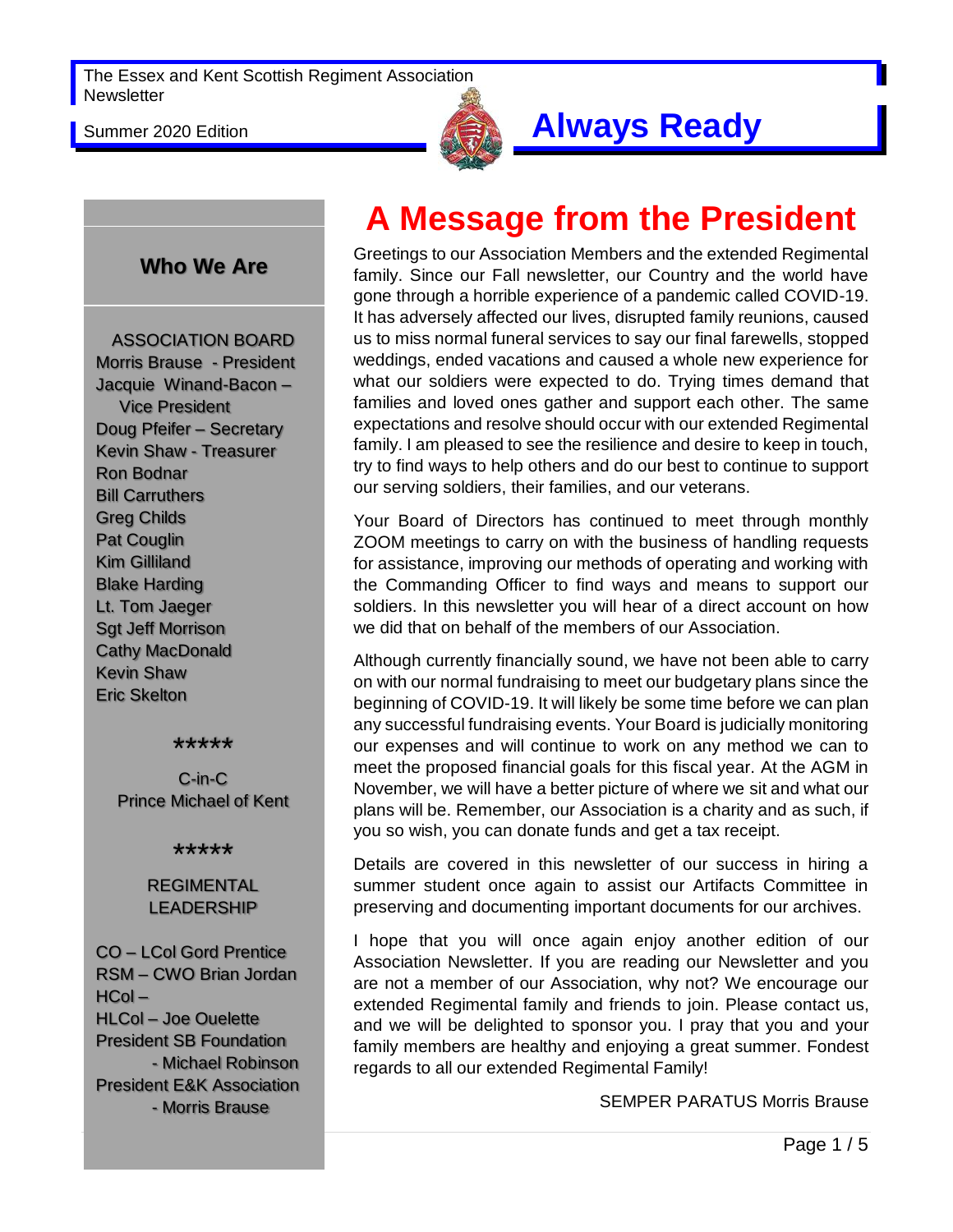The Essex and Kent Scottish Regiment Association Newsletter

Summer 2020 Edition

# Always Ready

## Who We Are

ASSOCIATION BOARD

Morris Brause - President
Jacquie Winand-Bacon – Vice President
Doug Pfeifer – Secretary
Kevin Shaw - Treasurer
Ron Bodnar
Bill Carruthers
Greg Childs
Pat Couglin
Kim Gilliland
Blake Harding
Lt. Tom Jaeger
Sgt Jeff Morrison
Cathy MacDonald
Kevin Shaw
Eric Skelton

*****

C-in-C
Prince Michael of Kent

*****

REGIMENTAL LEADERSHIP

CO – LCol Gord Prentice
RSM – CWO Brian Jordan
HCol –
HLCol – Joe Ouelette
President SB Foundation - Michael Robinson
President E&K Association - Morris Brause

# A Message from the President

Greetings to our Association Members and the extended Regimental family. Since our Fall newsletter, our Country and the world have gone through a horrible experience of a pandemic called COVID-19. It has adversely affected our lives, disrupted family reunions, caused us to miss normal funeral services to say our final farewells, stopped weddings, ended vacations and caused a whole new experience for what our soldiers were expected to do. Trying times demand that families and loved ones gather and support each other. The same expectations and resolve should occur with our extended Regimental family. I am pleased to see the resilience and desire to keep in touch, try to find ways to help others and do our best to continue to support our serving soldiers, their families, and our veterans.

Your Board of Directors has continued to meet through monthly ZOOM meetings to carry on with the business of handling requests for assistance, improving our methods of operating and working with the Commanding Officer to find ways and means to support our soldiers. In this newsletter you will hear of a direct account on how we did that on behalf of the members of our Association.

Although currently financially sound, we have not been able to carry on with our normal fundraising to meet our budgetary plans since the beginning of COVID-19. It will likely be some time before we can plan any successful fundraising events. Your Board is judicially monitoring our expenses and will continue to work on any method we can to meet the proposed financial goals for this fiscal year. At the AGM in November, we will have a better picture of where we sit and what our plans will be. Remember, our Association is a charity and as such, if you so wish, you can donate funds and get a tax receipt.

Details are covered in this newsletter of our success in hiring a summer student once again to assist our Artifacts Committee in preserving and documenting important documents for our archives.

I hope that you will once again enjoy another edition of our Association Newsletter. If you are reading our Newsletter and you are not a member of our Association, why not? We encourage our extended Regimental family and friends to join. Please contact us, and we will be delighted to sponsor you. I pray that you and your family members are healthy and enjoying a great summer. Fondest regards to all our extended Regimental Family!

SEMPER PARATUS Morris Brause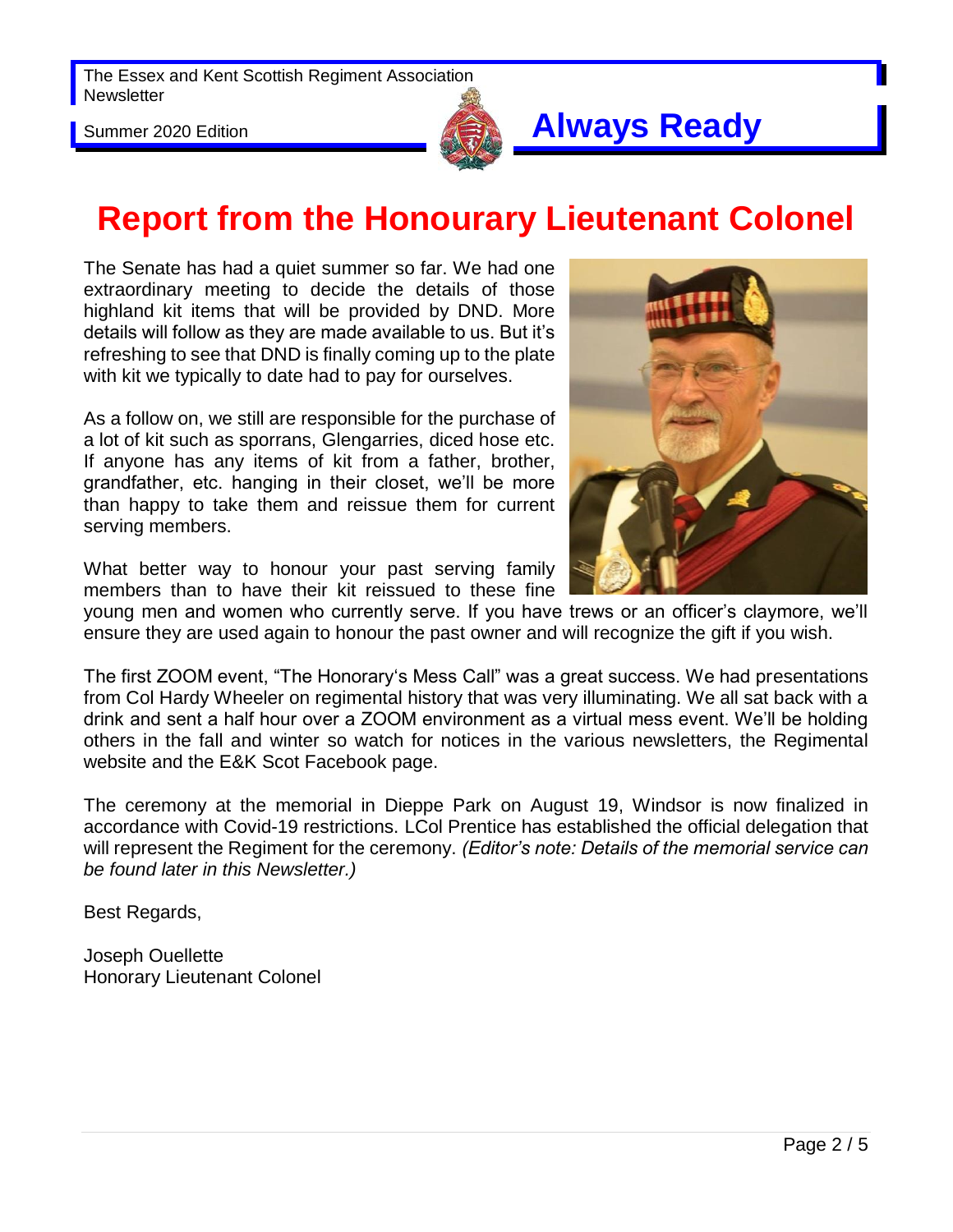# Report from the Honourary Lieutenant Colonel

The Senate has had a quiet summer so far. We had one extraordinary meeting to decide the details of those highland kit items that will be provided by DND. More details will follow as they are made available to us. But it's refreshing to see that DND is finally coming up to the plate with kit we typically to date had to pay for ourselves.

As a follow on, we still are responsible for the purchase of a lot of kit such as sporrans, Glengarries, diced hose etc. If anyone has any items of kit from a father, brother, grandfather, etc. hanging in their closet, we'll be more than happy to take them and reissue them for current serving members.

What better way to honour your past serving family members than to have their kit reissued to these fine young men and women who currently serve. If you have trews or an officer's claymore, we'll ensure they are used again to honour the past owner and will recognize the gift if you wish.

The first ZOOM event, "The Honorary's Mess Call" was a great success. We had presentations from Col Hardy Wheeler on regimental history that was very illuminating. We all sat back with a drink and sent a half hour over a ZOOM environment as a virtual mess event. We'll be holding others in the fall and winter so watch for notices in the various newsletters, the Regimental website and the E&K Scot Facebook page.

The ceremony at the memorial in Dieppe Park on August 19, Windsor is now finalized in accordance with Covid-19 restrictions. LCol Prentice has established the official delegation that will represent the Regiment for the ceremony. *(Editor's note: Details of the memorial service can be found later in this Newsletter.)*

Best Regards,

Joseph Ouellette
Honorary Lieutenant Colonel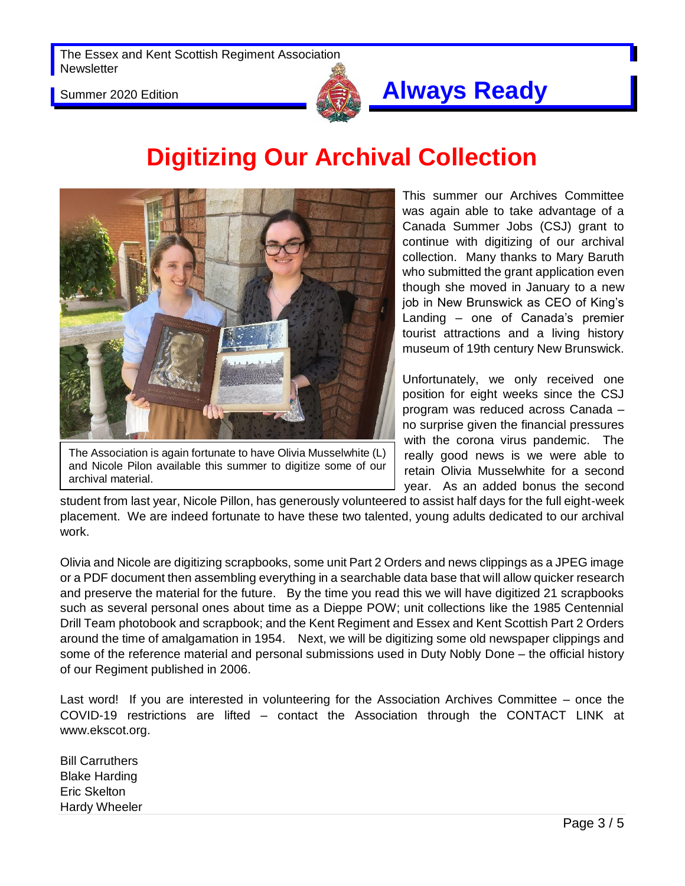# Digitizing Our Archival Collection

The Association is again fortunate to have Olivia Musselwhite (L) and Nicole Pilon available this summer to digitize some of our archival material.

This summer our Archives Committee was again able to take advantage of a Canada Summer Jobs (CSJ) grant to continue with digitizing of our archival collection. Many thanks to Mary Baruth who submitted the grant application even though she moved in January to a new job in New Brunswick as CEO of King's Landing – one of Canada's premier tourist attractions and a living history museum of 19th century New Brunswick.

Unfortunately, we only received one position for eight weeks since the CSJ program was reduced across Canada – no surprise given the financial pressures with the corona virus pandemic. The really good news is we were able to retain Olivia Musselwhite for a second year. As an added bonus the second student from last year, Nicole Pillon, has generously volunteered to assist half days for the full eight-week placement. We are indeed fortunate to have these two talented, young adults dedicated to our archival work.

Olivia and Nicole are digitizing scrapbooks, some unit Part 2 Orders and news clippings as a JPEG image or a PDF document then assembling everything in a searchable data base that will allow quicker research and preserve the material for the future. By the time you read this we will have digitized 21 scrapbooks such as several personal ones about time as a Dieppe POW; unit collections like the 1985 Centennial Drill Team photobook and scrapbook; and the Kent Regiment and Essex and Kent Scottish Part 2 Orders around the time of amalgamation in 1954. Next, we will be digitizing some old newspaper clippings and some of the reference material and personal submissions used in Duty Nobly Done – the official history of our Regiment published in 2006.

Last word! If you are interested in volunteering for the Association Archives Committee – once the COVID-19 restrictions are lifted – contact the Association through the CONTACT LINK at www.ekscot.org.

Bill Carruthers
Blake Harding
Eric Skelton
Hardy Wheeler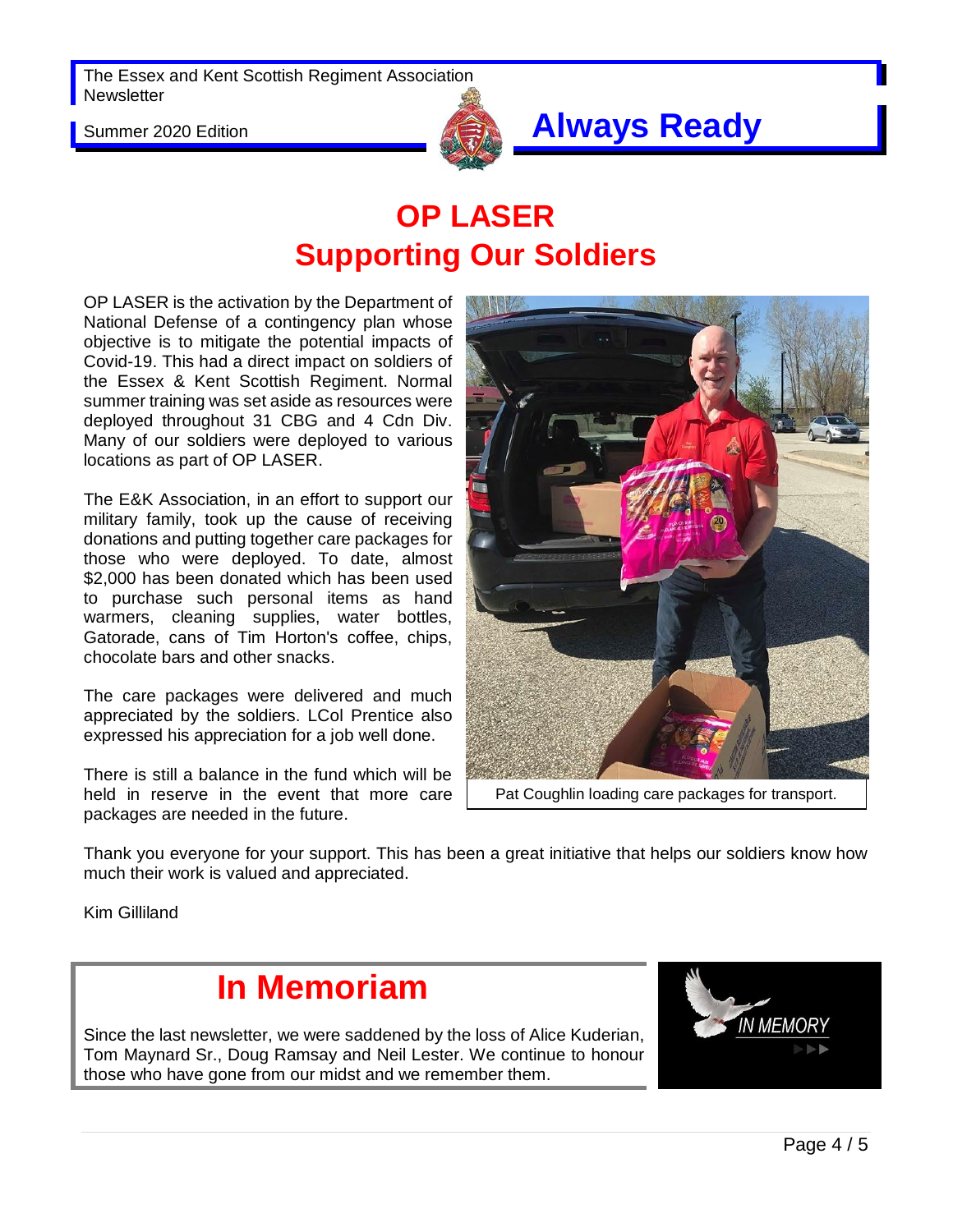# OP LASER
## Supporting Our Soldiers

OP LASER is the activation by the Department of National Defense of a contingency plan whose objective is to mitigate the potential impacts of Covid-19. This had a direct impact on soldiers of the Essex & Kent Scottish Regiment. Normal summer training was set aside as resources were deployed throughout 31 CBG and 4 Cdn Div. Many of our soldiers were deployed to various locations as part of OP LASER.

The E&K Association, in an effort to support our military family, took up the cause of receiving donations and putting together care packages for those who were deployed. To date, almost $2,000 has been donated which has been used to purchase such personal items as hand warmers, cleaning supplies, water bottles, Gatorade, cans of Tim Horton's coffee, chips, chocolate bars and other snacks.

The care packages were delivered and much appreciated by the soldiers. LCol Prentice also expressed his appreciation for a job well done.

There is still a balance in the fund which will be held in reserve in the event that more care packages are needed in the future.

Pat Coughlin loading care packages for transport.

Thank you everyone for your support. This has been a great initiative that helps our soldiers know how much their work is valued and appreciated.

Kim Gilliland

# In Memoriam

Since the last newsletter, we were saddened by the loss of Alice Kuderian, Tom Maynard Sr., Doug Ramsay and Neil Lester. We continue to honour those who have gone from our midst and we remember them.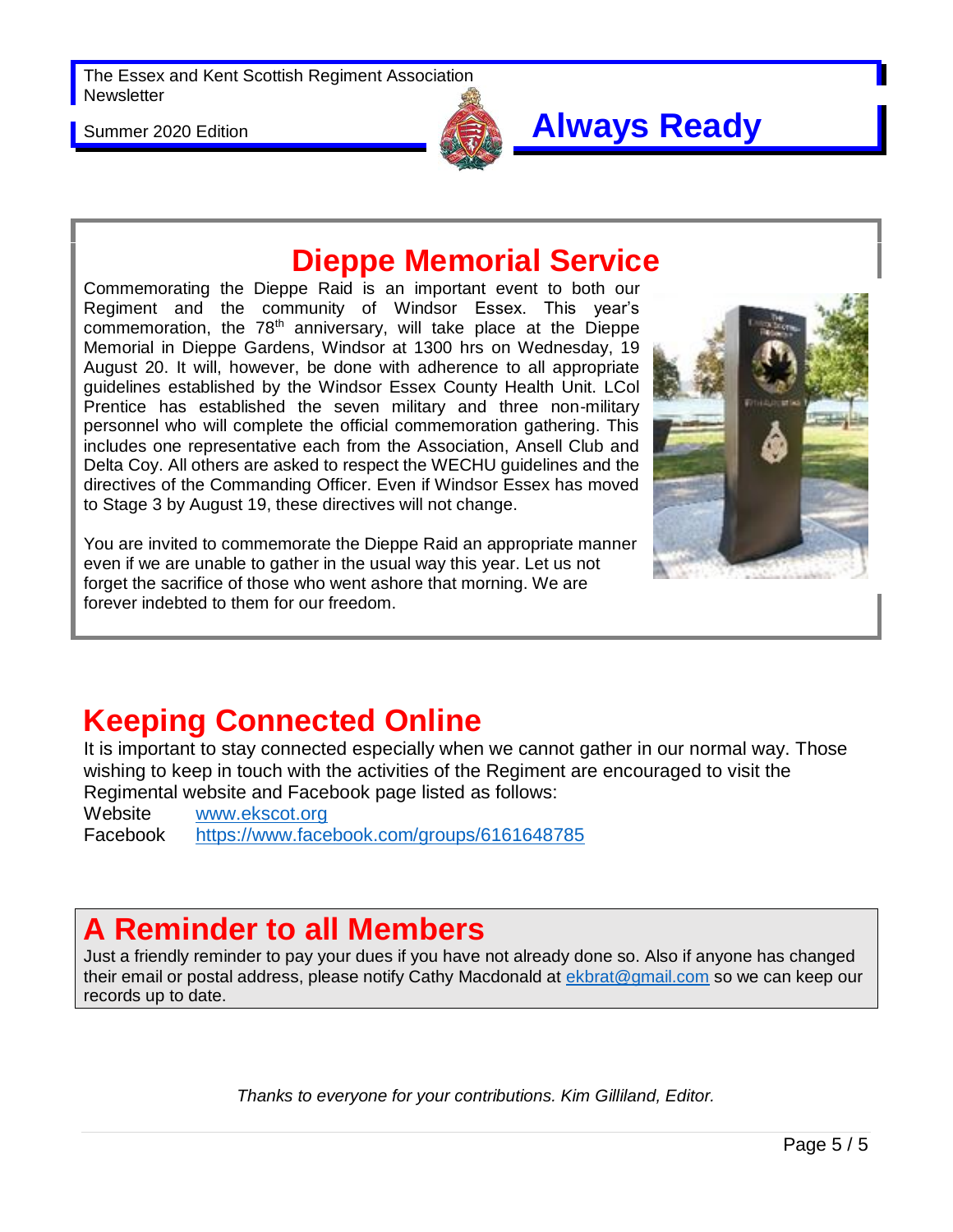## Dieppe Memorial Service

Commemorating the Dieppe Raid is an important event to both our Regiment and the community of Windsor Essex. This year's commemoration, the 78th anniversary, will take place at the Dieppe Memorial in Dieppe Gardens, Windsor at 1300 hrs on Wednesday, 19 August 20. It will, however, be done with adherence to all appropriate guidelines established by the Windsor Essex County Health Unit. LCol Prentice has established the seven military and three non-military personnel who will complete the official commemoration gathering. This includes one representative each from the Association, Ansell Club and Delta Coy. All others are asked to respect the WECHU guidelines and the directives of the Commanding Officer. Even if Windsor Essex has moved to Stage 3 by August 19, these directives will not change.

You are invited to commemorate the Dieppe Raid an appropriate manner even if we are unable to gather in the usual way this year. Let us not forget the sacrifice of those who went ashore that morning. We are forever indebted to them for our freedom.

## Keeping Connected Online

It is important to stay connected especially when we cannot gather in our normal way. Those wishing to keep in touch with the activities of the Regiment are encouraged to visit the Regimental website and Facebook page listed as follows:

Website www.ekscot.org
Facebook https://www.facebook.com/groups/6161648785

## A Reminder to all Members

Just a friendly reminder to pay your dues if you have not already done so. Also if anyone has changed their email or postal address, please notify Cathy Macdonald at ekbrat@gmail.com so we can keep our records up to date.

*Thanks to everyone for your contributions. Kim Gilliland, Editor.*